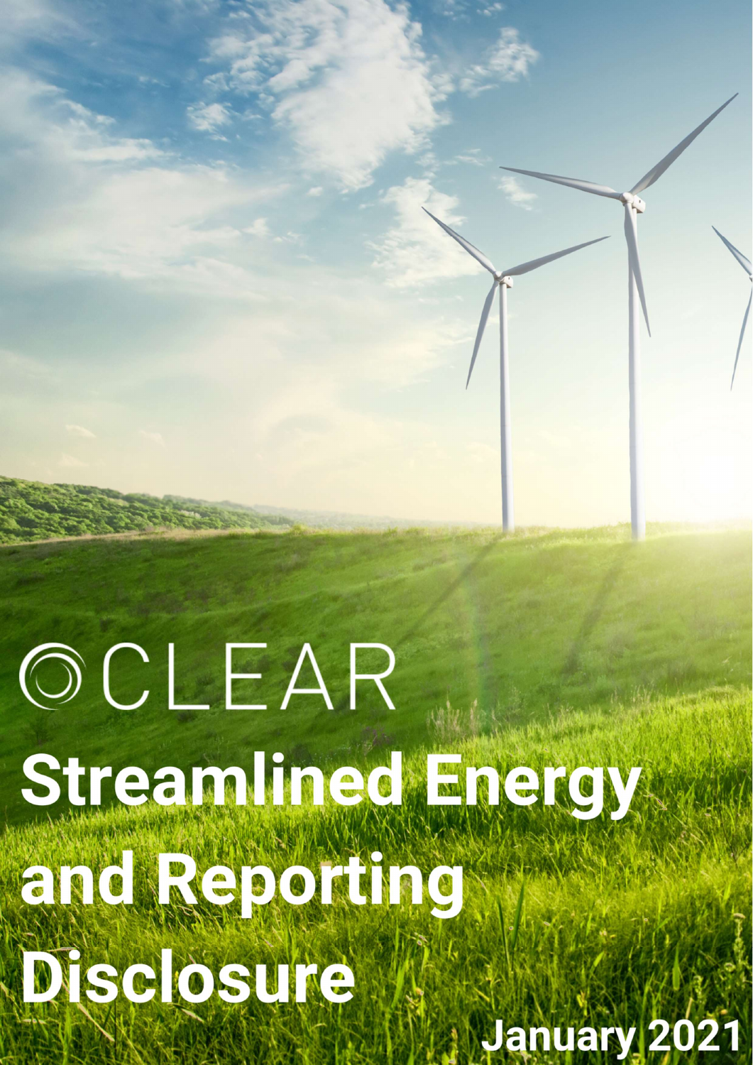CLEAR

# Streamlined Energy and Reporting Disclosure

January 2021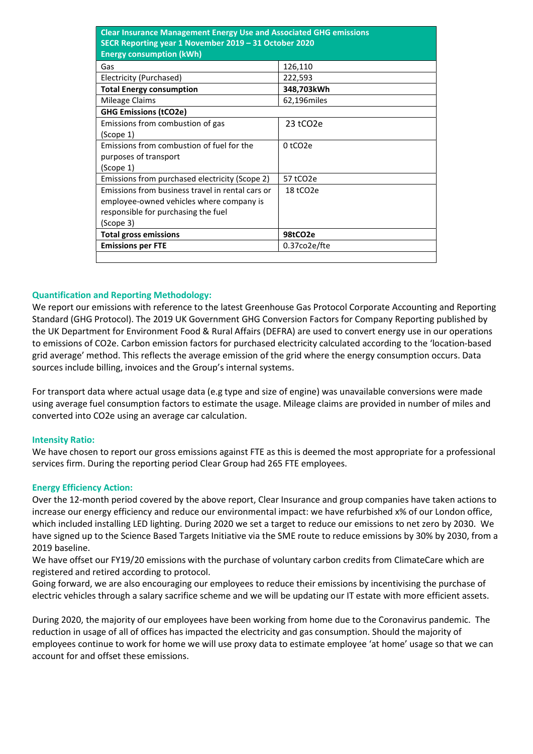| Clear Insurance Management Energy Use and Associated GHG emissions<br>SECR Reporting year 1 November 2019 – 31 October 2020<br>Energy consumption (kWh) | |
|---|---|
| Gas | 126,110 |
| Electricity (Purchased) | 222,593 |
| **Total Energy consumption** | **348,703kWh** |
| Mileage Claims | 62,196miles |
| **GHG Emissions (tCO2e)** | |
| Emissions from combustion of gas (Scope 1) | 23 tCO2e |
| Emissions from combustion of fuel for the purposes of transport (Scope 1) | 0 tCO2e |
| Emissions from purchased electricity (Scope 2) | 57 tCO2e |
| Emissions from business travel in rental cars or employee-owned vehicles where company is responsible for purchasing the fuel (Scope 3) | 18 tCO2e |
| **Total gross emissions** | **98tCO2e** |
| **Emissions per FTE** | 0.37co2e/fte |
| | |

### Quantification and Reporting Methodology:

We report our emissions with reference to the latest Greenhouse Gas Protocol Corporate Accounting and Reporting Standard (GHG Protocol). The 2019 UK Government GHG Conversion Factors for Company Reporting published by the UK Department for Environment Food & Rural Affairs (DEFRA) are used to convert energy use in our operations to emissions of CO2e. Carbon emission factors for purchased electricity calculated according to the 'location-based grid average' method. This reflects the average emission of the grid where the energy consumption occurs. Data sources include billing, invoices and the Group's internal systems.

For transport data where actual usage data (e.g type and size of engine) was unavailable conversions were made using average fuel consumption factors to estimate the usage. Mileage claims are provided in number of miles and converted into CO2e using an average car calculation.

### Intensity Ratio:

We have chosen to report our gross emissions against FTE as this is deemed the most appropriate for a professional services firm. During the reporting period Clear Group had 265 FTE employees.

### Energy Efficiency Action:

Over the 12-month period covered by the above report, Clear Insurance and group companies have taken actions to increase our energy efficiency and reduce our environmental impact: we have refurbished x% of our London office, which included installing LED lighting. During 2020 we set a target to reduce our emissions to net zero by 2030. We have signed up to the Science Based Targets Initiative via the SME route to reduce emissions by 30% by 2030, from a 2019 baseline.

We have offset our FY19/20 emissions with the purchase of voluntary carbon credits from ClimateCare which are registered and retired according to protocol.

Going forward, we are also encouraging our employees to reduce their emissions by incentivising the purchase of electric vehicles through a salary sacrifice scheme and we will be updating our IT estate with more efficient assets.

During 2020, the majority of our employees have been working from home due to the Coronavirus pandemic. The reduction in usage of all of offices has impacted the electricity and gas consumption. Should the majority of employees continue to work for home we will use proxy data to estimate employee 'at home' usage so that we can account for and offset these emissions.